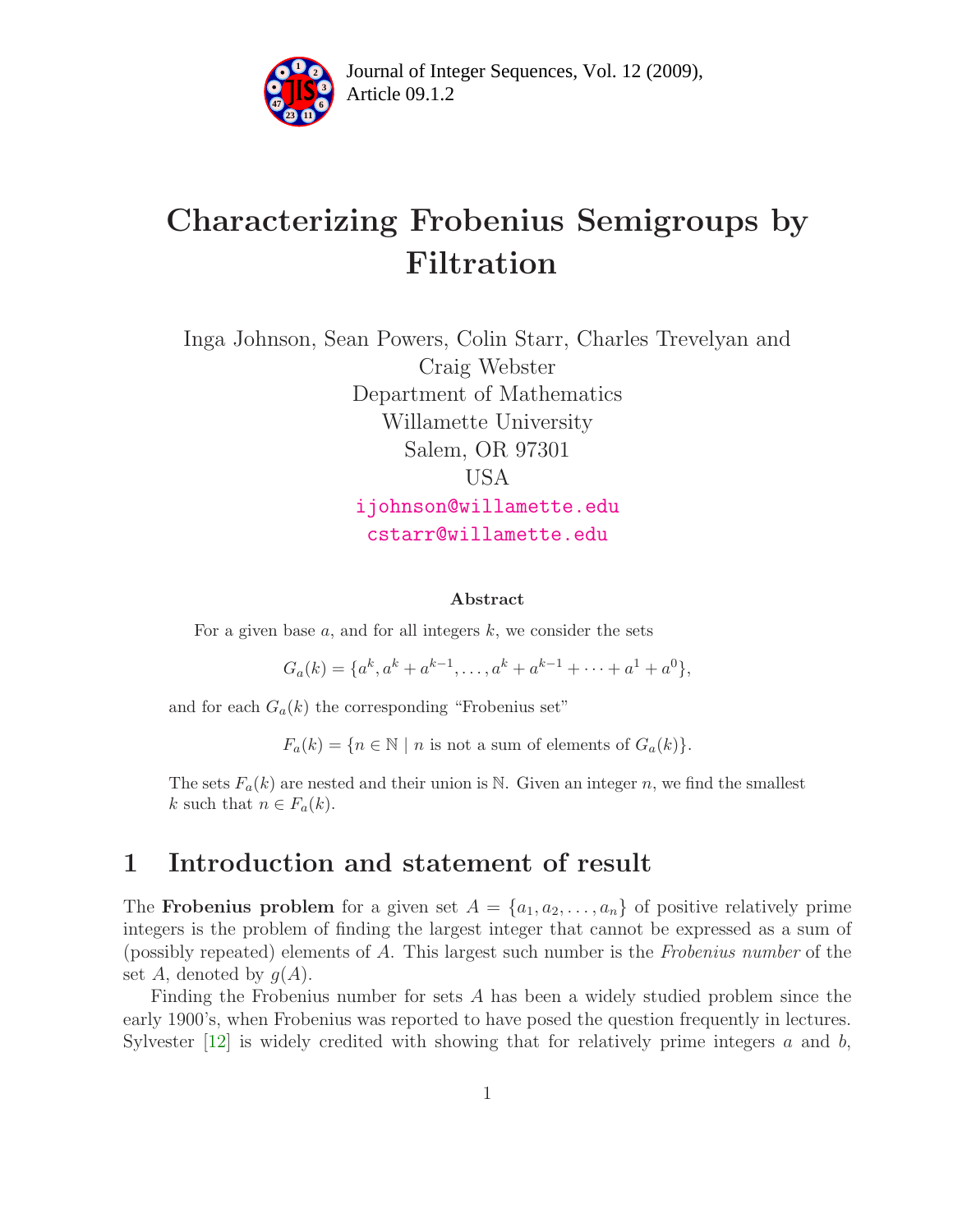# Characterizing Frobenius Semigroups by Filtration

Inga Johnson, Sean Powers, Colin Starr, Charles Trevelyan and Craig Webster
Department of Mathematics
Willamette University
Salem, OR 97301
USA
ijohnson@willamette.edu
cstarr@willamette.edu

### Abstract

For a given base $a$, and for all integers $k$, we consider the sets

$$G_a(k) = \{a^k, a^k + a^{k-1}, \ldots, a^k + a^{k-1} + \cdots + a^1 + a^0\},$$

and for each $G_a(k)$ the corresponding "Frobenius set"

$$F_a(k) = \{n \in \mathbb{N} \mid n \text{ is not a sum of elements of } G_a(k)\}.$$

The sets $F_a(k)$ are nested and their union is $\mathbb{N}$. Given an integer $n$, we find the smallest $k$ such that $n \in F_a(k)$.

## 1 Introduction and statement of result

The **Frobenius problem** for a given set $A = \{a_1, a_2, \ldots, a_n\}$ of positive relatively prime integers is the problem of finding the largest integer that cannot be expressed as a sum of (possibly repeated) elements of $A$. This largest such number is the *Frobenius number* of the set $A$, denoted by $g(A)$.

Finding the Frobenius number for sets $A$ has been a widely studied problem since the early 1900's, when Frobenius was reported to have posed the question frequently in lectures. Sylvester [12] is widely credited with showing that for relatively prime integers $a$ and $b$,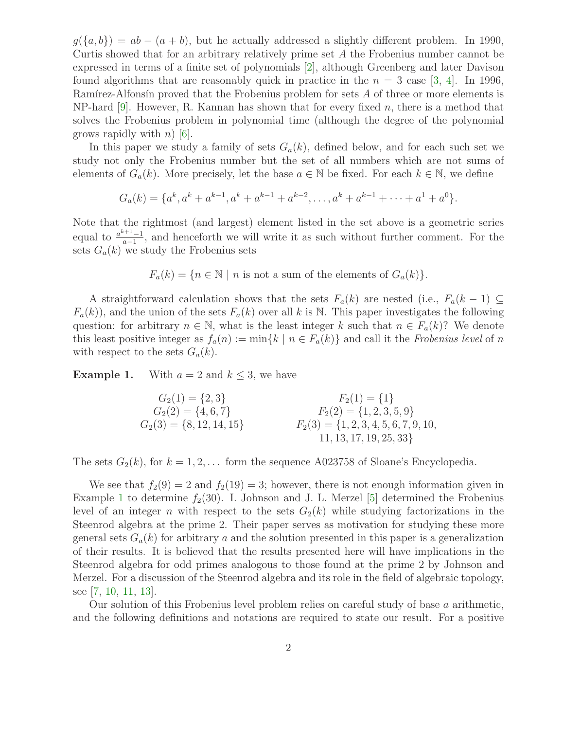$g(\{a, b\}) = ab - (a + b)$, but he actually addressed a slightly different problem. In 1990, Curtis showed that for an arbitrary relatively prime set $A$ the Frobenius number cannot be expressed in terms of a finite set of polynomials [2], although Greenberg and later Davison found algorithms that are reasonably quick in practice in the $n = 3$ case [3, 4]. In 1996, Ramírez-Alfonsín proved that the Frobenius problem for sets $A$ of three or more elements is NP-hard [9]. However, R. Kannan has shown that for every fixed $n$, there is a method that solves the Frobenius problem in polynomial time (although the degree of the polynomial grows rapidly with $n$) [6].

In this paper we study a family of sets $G_a(k)$, defined below, and for each such set we study not only the Frobenius number but the set of all numbers which are not sums of elements of $G_a(k)$. More precisely, let the base $a \in \mathbb{N}$ be fixed. For each $k \in \mathbb{N}$, we define

$$G_a(k) = \{a^k, a^k + a^{k-1}, a^k + a^{k-1} + a^{k-2}, \ldots, a^k + a^{k-1} + \cdots + a^1 + a^0\}.$$

Note that the rightmost (and largest) element listed in the set above is a geometric series equal to $\frac{a^{k+1}-1}{a-1}$, and henceforth we will write it as such without further comment. For the sets $G_a(k)$ we study the Frobenius sets

$$F_a(k) = \{n \in \mathbb{N} \mid n \text{ is not a sum of the elements of } G_a(k)\}.$$

A straightforward calculation shows that the sets $F_a(k)$ are nested (i.e., $F_a(k-1) \subseteq F_a(k)$), and the union of the sets $F_a(k)$ over all $k$ is $\mathbb{N}$. This paper investigates the following question: for arbitrary $n \in \mathbb{N}$, what is the least integer $k$ such that $n \in F_a(k)$? We denote this least positive integer as $f_a(n) := \min\{k \mid n \in F_a(k)\}$ and call it the *Frobenius level* of $n$ with respect to the sets $G_a(k)$.

**Example 1.** With $a = 2$ and $k \leq 3$, we have

$$\begin{array}{ll} G_2(1) = \{2, 3\} & F_2(1) = \{1\} \\ G_2(2) = \{4, 6, 7\} & F_2(2) = \{1, 2, 3, 5, 9\} \\ G_2(3) = \{8, 12, 14, 15\} & F_2(3) = \{1, 2, 3, 4, 5, 6, 7, 9, 10, \\ & \qquad 11, 13, 17, 19, 25, 33\} \end{array}$$

The sets $G_2(k)$, for $k = 1, 2, \ldots$ form the sequence A023758 of Sloane's Encyclopedia.

We see that $f_2(9) = 2$ and $f_2(19) = 3$; however, there is not enough information given in Example 1 to determine $f_2(30)$. I. Johnson and J. L. Merzel [5] determined the Frobenius level of an integer $n$ with respect to the sets $G_2(k)$ while studying factorizations in the Steenrod algebra at the prime 2. Their paper serves as motivation for studying these more general sets $G_a(k)$ for arbitrary $a$ and the solution presented in this paper is a generalization of their results. It is believed that the results presented here will have implications in the Steenrod algebra for odd primes analogous to those found at the prime 2 by Johnson and Merzel. For a discussion of the Steenrod algebra and its role in the field of algebraic topology, see [7, 10, 11, 13].

Our solution of this Frobenius level problem relies on careful study of base $a$ arithmetic, and the following definitions and notations are required to state our result. For a positive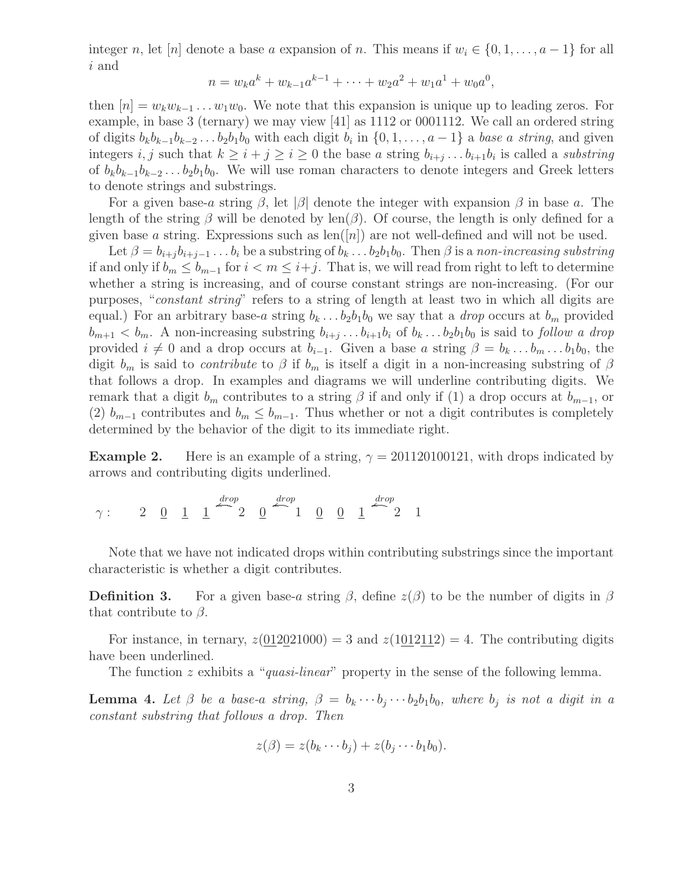integer $n$, let $[n]$ denote a base $a$ expansion of $n$. This means if $w_i \in \{0, 1, \ldots, a-1\}$ for all $i$ and

$$n = w_k a^k + w_{k-1} a^{k-1} + \cdots + w_2 a^2 + w_1 a^1 + w_0 a^0,$$

then $[n] = w_k w_{k-1} \ldots w_1 w_0$. We note that this expansion is unique up to leading zeros. For example, in base 3 (ternary) we may view $[41]$ as 1112 or 0001112. We call an ordered string of digits $b_k b_{k-1} b_{k-2} \ldots b_2 b_1 b_0$ with each digit $b_i$ in $\{0, 1, \ldots, a-1\}$ a *base a string*, and given integers $i, j$ such that $k \geq i + j \geq i \geq 0$ the base $a$ string $b_{i+j} \ldots b_{i+1} b_i$ is called a *substring* of $b_k b_{k-1} b_{k-2} \ldots b_2 b_1 b_0$. We will use roman characters to denote integers and Greek letters to denote strings and substrings.

For a given base-$a$ string $\beta$, let $|\beta|$ denote the integer with expansion $\beta$ in base $a$. The length of the string $\beta$ will be denoted by $\text{len}(\beta)$. Of course, the length is only defined for a given base $a$ string. Expressions such as $\text{len}([n])$ are not well-defined and will not be used.

Let $\beta = b_{i+j} b_{i+j-1} \ldots b_i$ be a substring of $b_k \ldots b_2 b_1 b_0$. Then $\beta$ is a *non-increasing substring* if and only if $b_m \leq b_{m-1}$ for $i < m \leq i+j$. That is, we will read from right to left to determine whether a string is increasing, and of course constant strings are non-increasing. (For our purposes, "*constant string*" refers to a string of length at least two in which all digits are equal.) For an arbitrary base-$a$ string $b_k \ldots b_2 b_1 b_0$ we say that a *drop* occurs at $b_m$ provided $b_{m+1} < b_m$. A non-increasing substring $b_{i+j} \ldots b_{i+1} b_i$ of $b_k \ldots b_2 b_1 b_0$ is said to *follow a drop* provided $i \neq 0$ and a drop occurs at $b_{i-1}$. Given a base $a$ string $\beta = b_k \ldots b_m \ldots b_1 b_0$, the digit $b_m$ is said to *contribute* to $\beta$ if $b_m$ is itself a digit in a non-increasing substring of $\beta$ that follows a drop. In examples and diagrams we will underline contributing digits. We remark that a digit $b_m$ contributes to a string $\beta$ if and only if (1) a drop occurs at $b_{m-1}$, or (2) $b_{m-1}$ contributes and $b_m \leq b_{m-1}$. Thus whether or not a digit contributes is completely determined by the behavior of the digit to its immediate right.

**Example 2.** Here is an example of a string, $\gamma = 201120100121$, with drops indicated by arrows and contributing digits underlined.

$$\gamma: \quad 2 \quad \underline{0} \quad \underline{1} \quad \underline{1} \overset{drop}{\longleftarrow} 2 \quad \underline{0} \overset{drop}{\longleftarrow} 1 \quad \underline{0} \quad \underline{0} \quad \underline{1} \overset{drop}{\longleftarrow} 2 \quad 1$$

Note that we have not indicated drops within contributing substrings since the important characteristic is whether a digit contributes.

**Definition 3.** For a given base-$a$ string $\beta$, define $z(\beta)$ to be the number of digits in $\beta$ that contribute to $\beta$.

For instance, in ternary, $z(\underline{01}2\underline{0}21000) = 3$ and $z(1\underline{01}2\underline{11}2) = 4$. The contributing digits have been underlined.

The function $z$ exhibits a "*quasi-linear*" property in the sense of the following lemma.

**Lemma 4.** *Let $\beta$ be a base-$a$ string, $\beta = b_k \cdots b_j \cdots b_2 b_1 b_0$, where $b_j$ is not a digit in a constant substring that follows a drop. Then*

$$z(\beta) = z(b_k \cdots b_j) + z(b_j \cdots b_1 b_0).$$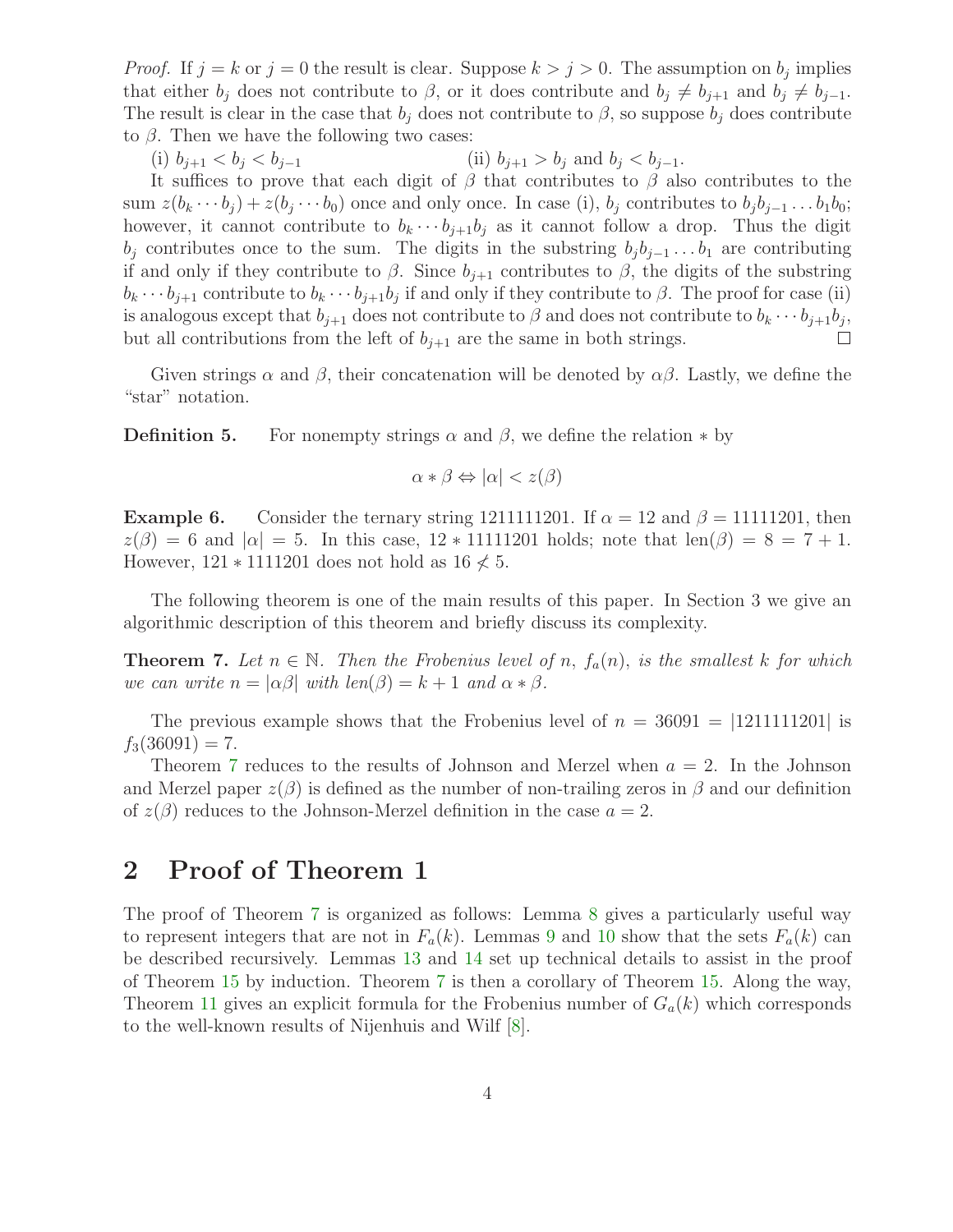*Proof.* If $j = k$ or $j = 0$ the result is clear. Suppose $k > j > 0$. The assumption on $b_j$ implies that either $b_j$ does not contribute to $\beta$, or it does contribute and $b_j \neq b_{j+1}$ and $b_j \neq b_{j-1}$. The result is clear in the case that $b_j$ does not contribute to $\beta$, so suppose $b_j$ does contribute to $\beta$. Then we have the following two cases:

(i) $b_{j+1} < b_j < b_{j-1}$ (ii) $b_{j+1} > b_j$ and $b_j < b_{j-1}$.

It suffices to prove that each digit of $\beta$ that contributes to $\beta$ also contributes to the sum $z(b_k \cdots b_j) + z(b_j \cdots b_0)$ once and only once. In case (i), $b_j$ contributes to $b_j b_{j-1} \ldots b_1 b_0$; however, it cannot contribute to $b_k \cdots b_{j+1} b_j$ as it cannot follow a drop. Thus the digit $b_j$ contributes once to the sum. The digits in the substring $b_j b_{j-1} \ldots b_1$ are contributing if and only if they contribute to $\beta$. Since $b_{j+1}$ contributes to $\beta$, the digits of the substring $b_k \cdots b_{j+1}$ contribute to $b_k \cdots b_{j+1} b_j$ if and only if they contribute to $\beta$. The proof for case (ii) is analogous except that $b_{j+1}$ does not contribute to $\beta$ and does not contribute to $b_k \cdots b_{j+1} b_j$, but all contributions from the left of $b_{j+1}$ are the same in both strings. ☐

Given strings $\alpha$ and $\beta$, their concatenation will be denoted by $\alpha\beta$. Lastly, we define the "star" notation.

**Definition 5.** For nonempty strings $\alpha$ and $\beta$, we define the relation $*$ by

$$\alpha * \beta \Leftrightarrow |\alpha| < z(\beta)$$

**Example 6.** Consider the ternary string 1211111201. If $\alpha = 12$ and $\beta = 11111201$, then $z(\beta) = 6$ and $|\alpha| = 5$. In this case, $12 * 11111201$ holds; note that $\text{len}(\beta) = 8 = 7 + 1$. However, $121 * 1111201$ does not hold as $16 \not< 5$.

The following theorem is one of the main results of this paper. In Section 3 we give an algorithmic description of this theorem and briefly discuss its complexity.

**Theorem 7.** *Let $n \in \mathbb{N}$. Then the Frobenius level of $n$, $f_a(n)$, is the smallest $k$ for which we can write $n = |\alpha\beta|$ with $\text{len}(\beta) = k + 1$ and $\alpha * \beta$.*

The previous example shows that the Frobenius level of $n = 36091 = |1211111201|$ is $f_3(36091) = 7$.

Theorem 7 reduces to the results of Johnson and Merzel when $a = 2$. In the Johnson and Merzel paper $z(\beta)$ is defined as the number of non-trailing zeros in $\beta$ and our definition of $z(\beta)$ reduces to the Johnson-Merzel definition in the case $a = 2$.

## 2 Proof of Theorem 1

The proof of Theorem 7 is organized as follows: Lemma 8 gives a particularly useful way to represent integers that are not in $F_a(k)$. Lemmas 9 and 10 show that the sets $F_a(k)$ can be described recursively. Lemmas 13 and 14 set up technical details to assist in the proof of Theorem 15 by induction. Theorem 7 is then a corollary of Theorem 15. Along the way, Theorem 11 gives an explicit formula for the Frobenius number of $G_a(k)$ which corresponds to the well-known results of Nijenhuis and Wilf [8].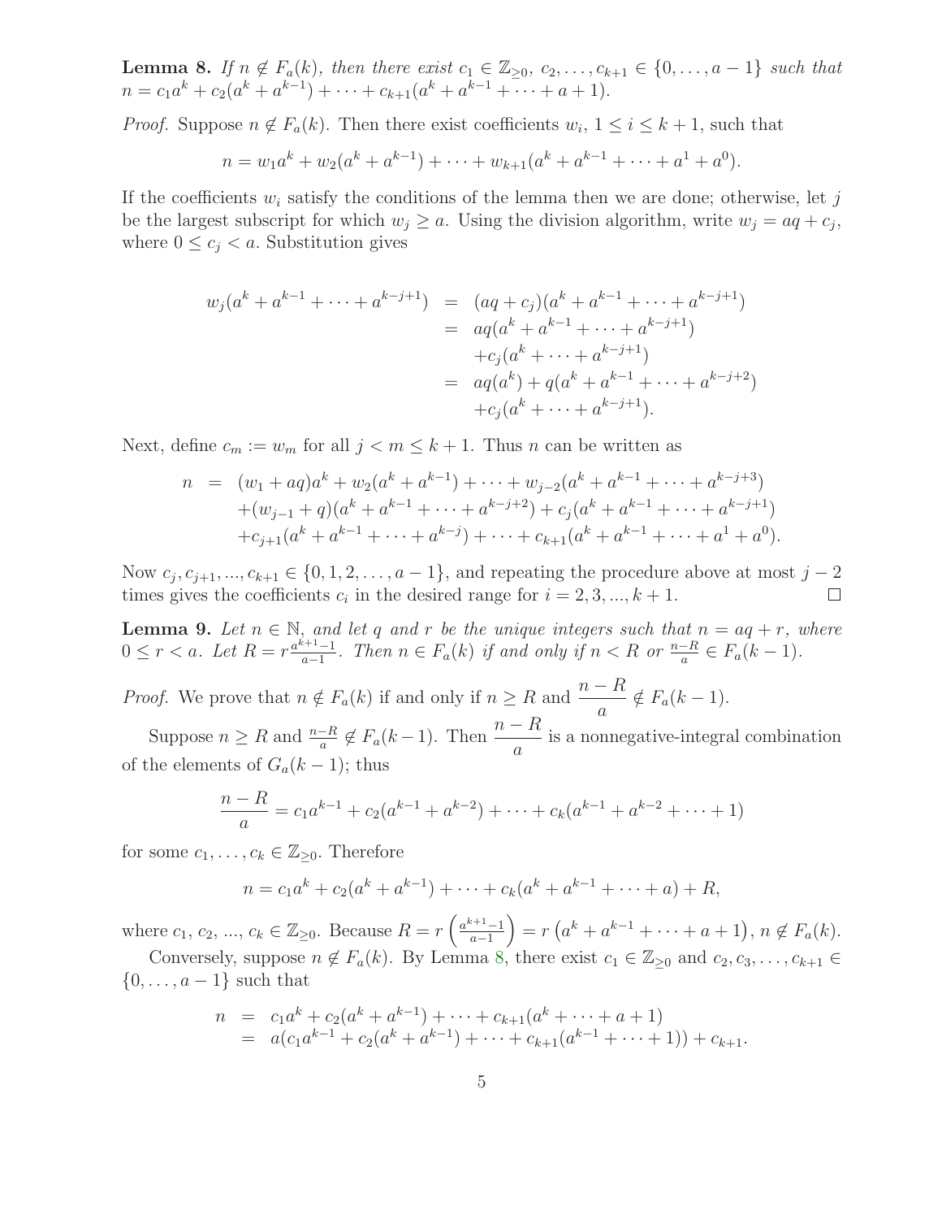**Lemma 8.** *If $n \notin F_a(k)$, then there exist $c_1 \in \mathbb{Z}_{\geq 0}$, $c_2, \ldots, c_{k+1} \in \{0, \ldots, a-1\}$ such that $n = c_1 a^k + c_2(a^k + a^{k-1}) + \cdots + c_{k+1}(a^k + a^{k-1} + \cdots + a + 1)$.*

*Proof.* Suppose $n \notin F_a(k)$. Then there exist coefficients $w_i$, $1 \leq i \leq k+1$, such that

$$n = w_1 a^k + w_2(a^k + a^{k-1}) + \cdots + w_{k+1}(a^k + a^{k-1} + \cdots + a^1 + a^0).$$

If the coefficients $w_i$ satisfy the conditions of the lemma then we are done; otherwise, let $j$ be the largest subscript for which $w_j \geq a$. Using the division algorithm, write $w_j = aq + c_j$, where $0 \leq c_j < a$. Substitution gives

$$\begin{aligned}
w_j(a^k + a^{k-1} + \cdots + a^{k-j+1}) &= (aq + c_j)(a^k + a^{k-1} + \cdots + a^{k-j+1}) \\
&= aq(a^k + a^{k-1} + \cdots + a^{k-j+1}) \\
&\quad + c_j(a^k + \cdots + a^{k-j+1}) \\
&= aq(a^k) + q(a^k + a^{k-1} + \cdots + a^{k-j+2}) \\
&\quad + c_j(a^k + \cdots + a^{k-j+1}).
\end{aligned}$$

Next, define $c_m := w_m$ for all $j < m \leq k+1$. Thus $n$ can be written as

$$\begin{aligned}
n &= (w_1 + aq)a^k + w_2(a^k + a^{k-1}) + \cdots + w_{j-2}(a^k + a^{k-1} + \cdots + a^{k-j+3}) \\
&\quad + (w_{j-1} + q)(a^k + a^{k-1} + \cdots + a^{k-j+2}) + c_j(a^k + a^{k-1} + \cdots + a^{k-j+1}) \\
&\quad + c_{j+1}(a^k + a^{k-1} + \cdots + a^{k-j}) + \cdots + c_{k+1}(a^k + a^{k-1} + \cdots + a^1 + a^0).
\end{aligned}$$

Now $c_j, c_{j+1}, ..., c_{k+1} \in \{0, 1, 2, \ldots, a-1\}$, and repeating the procedure above at most $j-2$ times gives the coefficients $c_i$ in the desired range for $i = 2, 3, ..., k+1$. □

**Lemma 9.** *Let $n \in \mathbb{N}$, and let $q$ and $r$ be the unique integers such that $n = aq + r$, where $0 \leq r < a$. Let $R = r\frac{a^{k+1}-1}{a-1}$. Then $n \in F_a(k)$ if and only if $n < R$ or $\frac{n-R}{a} \in F_a(k-1)$.*

*Proof.* We prove that $n \notin F_a(k)$ if and only if $n \geq R$ and $\dfrac{n-R}{a} \notin F_a(k-1)$.

Suppose $n \geq R$ and $\frac{n-R}{a} \notin F_a(k-1)$. Then $\dfrac{n-R}{a}$ is a nonnegative-integral combination of the elements of $G_a(k-1)$; thus

$$\frac{n-R}{a} = c_1 a^{k-1} + c_2(a^{k-1} + a^{k-2}) + \cdots + c_k(a^{k-1} + a^{k-2} + \cdots + 1)$$

for some $c_1, \ldots, c_k \in \mathbb{Z}_{\geq 0}$. Therefore

$$n = c_1 a^k + c_2(a^k + a^{k-1}) + \cdots + c_k(a^k + a^{k-1} + \cdots + a) + R,$$

where $c_1, c_2, ..., c_k \in \mathbb{Z}_{\geq 0}$. Because $R = r\left(\frac{a^{k+1}-1}{a-1}\right) = r\left(a^k + a^{k-1} + \cdots + a + 1\right)$, $n \notin F_a(k)$.

Conversely, suppose $n \notin F_a(k)$. By Lemma 8, there exist $c_1 \in \mathbb{Z}_{\geq 0}$ and $c_2, c_3, \ldots, c_{k+1} \in \{0, \ldots, a-1\}$ such that

$$\begin{aligned}
n &= c_1 a^k + c_2(a^k + a^{k-1}) + \cdots + c_{k+1}(a^k + \cdots + a + 1) \\
&= a(c_1 a^{k-1} + c_2(a^k + a^{k-1}) + \cdots + c_{k+1}(a^{k-1} + \cdots + 1)) + c_{k+1}.
\end{aligned}$$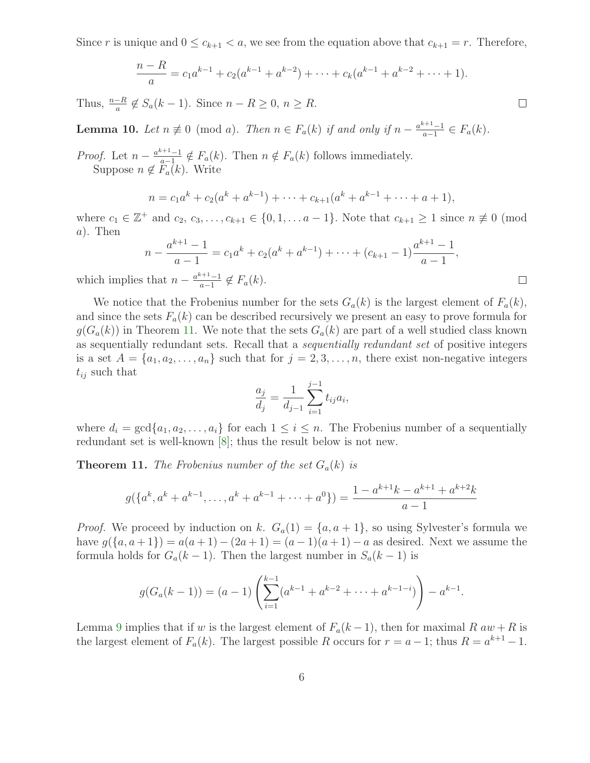Since $r$ is unique and $0 \leq c_{k+1} < a$, we see from the equation above that $c_{k+1} = r$. Therefore,

$$\frac{n-R}{a} = c_1 a^{k-1} + c_2(a^{k-1} + a^{k-2}) + \cdots + c_k(a^{k-1} + a^{k-2} + \cdots + 1).$$

Thus, $\frac{n-R}{a} \notin S_a(k-1)$. Since $n - R \geq 0$, $n \geq R$. $\square$

**Lemma 10.** *Let $n \not\equiv 0 \pmod{a}$. Then $n \in F_a(k)$ if and only if $n - \frac{a^{k+1}-1}{a-1} \in F_a(k)$.*

*Proof.* Let $n - \frac{a^{k+1}-1}{a-1} \notin F_a(k)$. Then $n \notin F_a(k)$ follows immediately.

Suppose $n \notin F_a(k)$. Write

$$n = c_1 a^k + c_2(a^k + a^{k-1}) + \cdots + c_{k+1}(a^k + a^{k-1} + \cdots + a + 1),$$

where $c_1 \in \mathbb{Z}^+$ and $c_2, c_3, \ldots, c_{k+1} \in \{0, 1, \ldots a-1\}$. Note that $c_{k+1} \geq 1$ since $n \not\equiv 0 \pmod{a}$. Then

$$n - \frac{a^{k+1}-1}{a-1} = c_1 a^k + c_2(a^k + a^{k-1}) + \cdots + (c_{k+1} - 1)\frac{a^{k+1}-1}{a-1},$$

which implies that $n - \frac{a^{k+1}-1}{a-1} \notin F_a(k)$. $\square$

We notice that the Frobenius number for the sets $G_a(k)$ is the largest element of $F_a(k)$, and since the sets $F_a(k)$ can be described recursively we present an easy to prove formula for $g(G_a(k))$ in Theorem 11. We note that the sets $G_a(k)$ are part of a well studied class known as sequentially redundant sets. Recall that a *sequentially redundant set* of positive integers is a set $A = \{a_1, a_2, \ldots, a_n\}$ such that for $j = 2, 3, \ldots, n$, there exist non-negative integers $t_{ij}$ such that

$$\frac{a_j}{d_j} = \frac{1}{d_{j-1}} \sum_{i=1}^{j-1} t_{ij} a_i,$$

where $d_i = \gcd\{a_1, a_2, \ldots, a_i\}$ for each $1 \leq i \leq n$. The Frobenius number of a sequentially redundant set is well-known [8]; thus the result below is not new.

**Theorem 11.** *The Frobenius number of the set $G_a(k)$ is*

$$g(\{a^k, a^k + a^{k-1}, \ldots, a^k + a^{k-1} + \cdots + a^0\}) = \frac{1 - a^{k+1}k - a^{k+1} + a^{k+2}k}{a-1}$$

*Proof.* We proceed by induction on $k$. $G_a(1) = \{a, a+1\}$, so using Sylvester's formula we have $g(\{a, a+1\}) = a(a+1) - (2a+1) = (a-1)(a+1) - a$ as desired. Next we assume the formula holds for $G_a(k-1)$. Then the largest number in $S_a(k-1)$ is

$$g(G_a(k-1)) = (a-1)\left(\sum_{i=1}^{k-1}(a^{k-1} + a^{k-2} + \cdots + a^{k-1-i})\right) - a^{k-1}.$$

Lemma 9 implies that if $w$ is the largest element of $F_a(k-1)$, then for maximal $R$ $aw + R$ is the largest element of $F_a(k)$. The largest possible $R$ occurs for $r = a-1$; thus $R = a^{k+1} - 1$.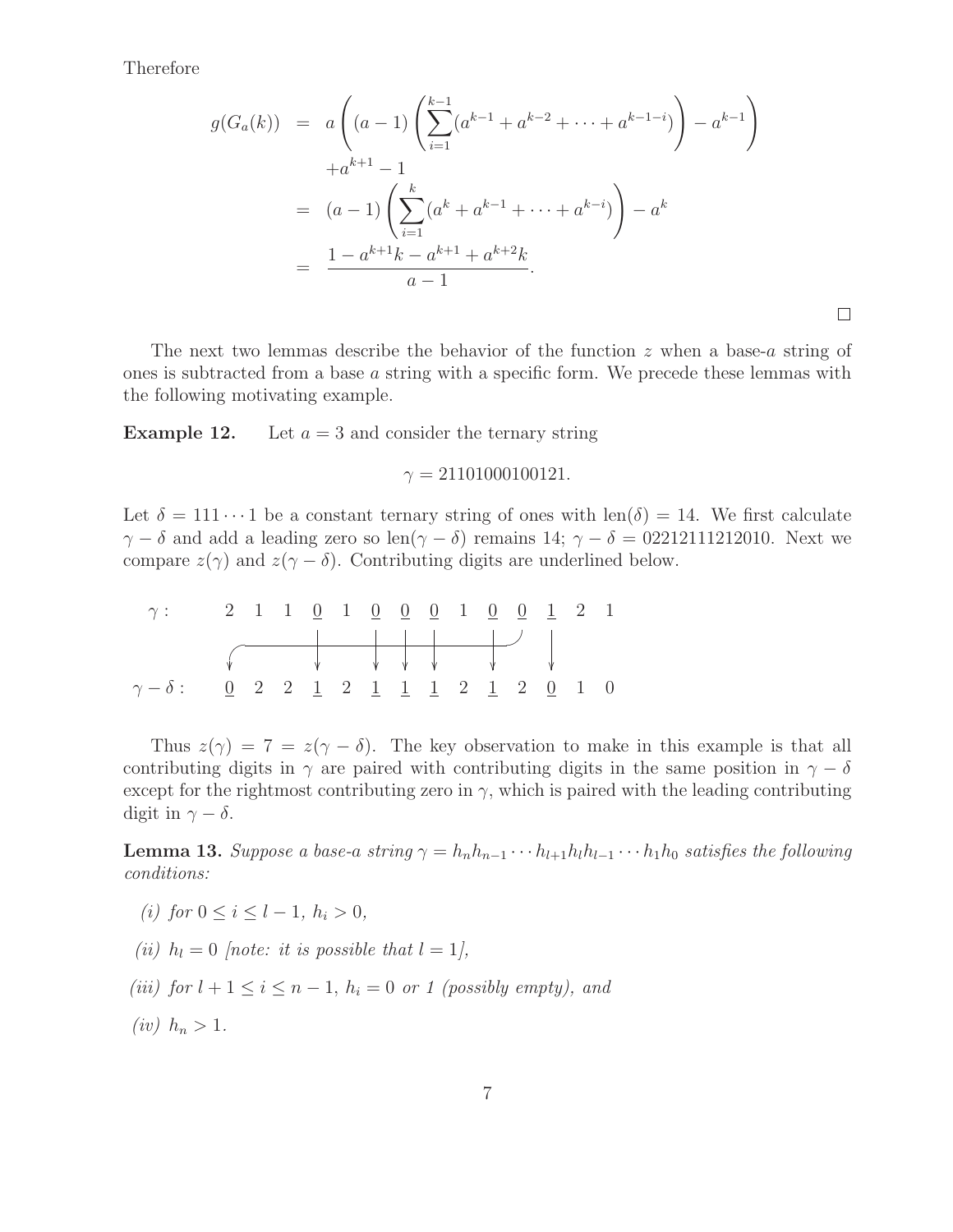Therefore

$$
\begin{aligned}
g(G_a(k)) &= a\left((a-1)\left(\sum_{i=1}^{k-1}(a^{k-1}+a^{k-2}+\cdots+a^{k-1-i})\right)-a^{k-1}\right) \\
&\quad +a^{k+1}-1 \\
&= (a-1)\left(\sum_{i=1}^{k}(a^{k}+a^{k-1}+\cdots+a^{k-i})\right)-a^{k} \\
&= \frac{1-a^{k+1}k-a^{k+1}+a^{k+2}k}{a-1}.
\end{aligned}
$$

□

The next two lemmas describe the behavior of the function $z$ when a base-$a$ string of ones is subtracted from a base $a$ string with a specific form. We precede these lemmas with the following motivating example.

**Example 12.** Let $a = 3$ and consider the ternary string

$$\gamma = 21101000100121.$$

Let $\delta = 111\cdots1$ be a constant ternary string of ones with $\text{len}(\delta) = 14$. We first calculate $\gamma - \delta$ and add a leading zero so $\text{len}(\gamma - \delta)$ remains 14; $\gamma - \delta = 02212111212010$. Next we compare $z(\gamma)$ and $z(\gamma - \delta)$. Contributing digits are underlined below.

$$
\begin{array}{lcccccccccccccc}
\gamma: & 2 & 1 & 1 & \underline{0} & 1 & \underline{0} & \underline{0} & \underline{0} & 1 & \underline{0} & \underline{0} & \underline{1} & 2 & 1 \\
\gamma-\delta: & \underline{0} & 2 & 2 & \underline{1} & 2 & \underline{1} & \underline{1} & \underline{1} & 2 & \underline{1} & 2 & \underline{0} & 1 & 0
\end{array}
$$

Thus $z(\gamma) = 7 = z(\gamma - \delta)$. The key observation to make in this example is that all contributing digits in $\gamma$ are paired with contributing digits in the same position in $\gamma - \delta$ except for the rightmost contributing zero in $\gamma$, which is paired with the leading contributing digit in $\gamma - \delta$.

**Lemma 13.** *Suppose a base-a string $\gamma = h_n h_{n-1} \cdots h_{l+1} h_l h_{l-1} \cdots h_1 h_0$ satisfies the following conditions:*

*(i) for $0 \leq i \leq l-1$, $h_i > 0$,*

*(ii) $h_l = 0$ [note: it is possible that $l = 1$],*

*(iii) for $l+1 \leq i \leq n-1$, $h_i = 0$ or 1 (possibly empty), and*

*(iv) $h_n > 1$.*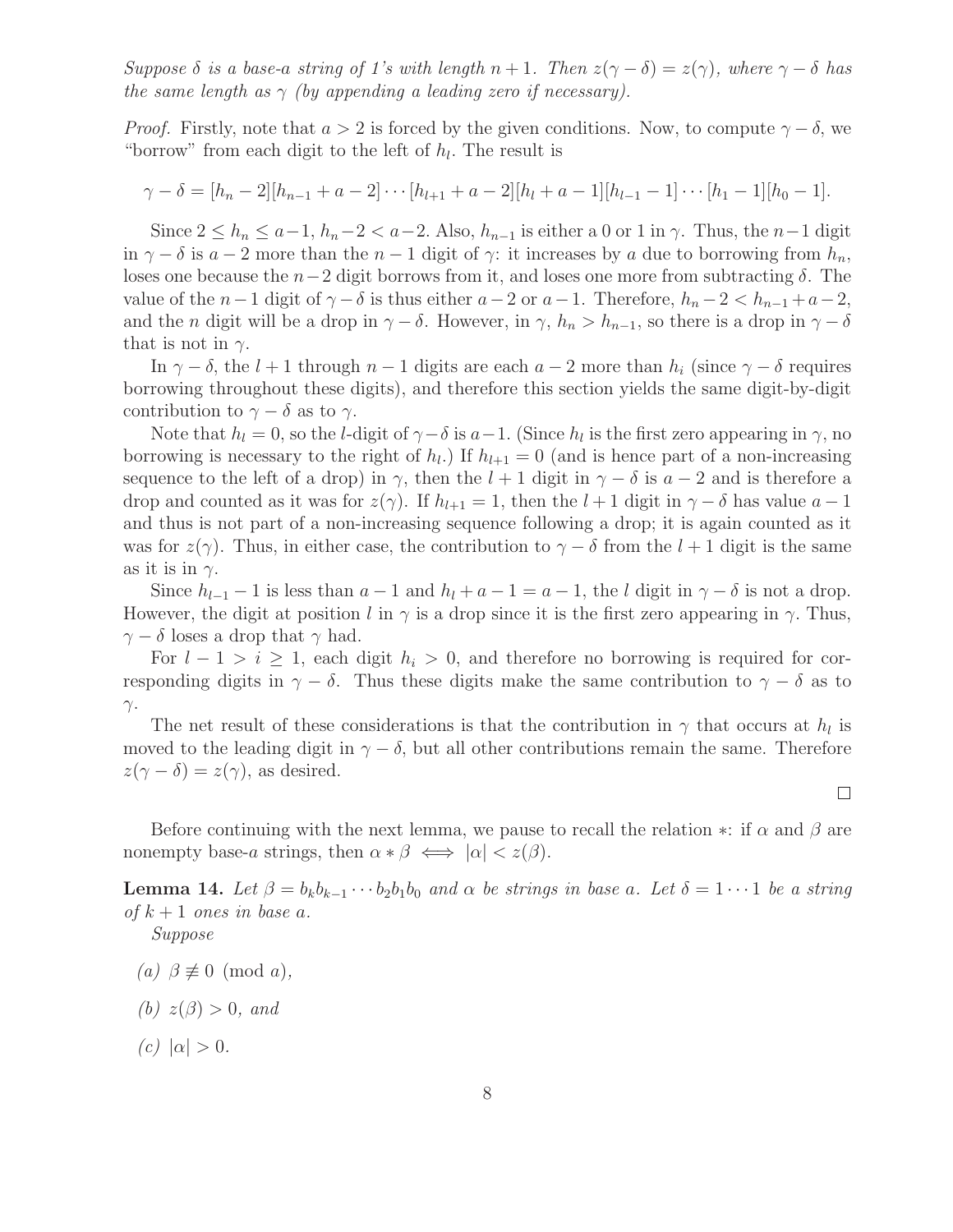*Suppose $\delta$ is a base-$a$ string of 1's with length $n+1$. Then $z(\gamma - \delta) = z(\gamma)$, where $\gamma - \delta$ has the same length as $\gamma$ (by appending a leading zero if necessary).*

*Proof.* Firstly, note that $a > 2$ is forced by the given conditions. Now, to compute $\gamma - \delta$, we "borrow" from each digit to the left of $h_l$. The result is

$$\gamma - \delta = [h_n - 2][h_{n-1} + a - 2] \cdots [h_{l+1} + a - 2][h_l + a - 1][h_{l-1} - 1] \cdots [h_1 - 1][h_0 - 1].$$

Since $2 \leq h_n \leq a-1$, $h_n - 2 < a-2$. Also, $h_{n-1}$ is either a 0 or 1 in $\gamma$. Thus, the $n-1$ digit in $\gamma - \delta$ is $a-2$ more than the $n-1$ digit of $\gamma$: it increases by $a$ due to borrowing from $h_n$, loses one because the $n-2$ digit borrows from it, and loses one more from subtracting $\delta$. The value of the $n-1$ digit of $\gamma - \delta$ is thus either $a-2$ or $a-1$. Therefore, $h_n - 2 < h_{n-1} + a - 2$, and the $n$ digit will be a drop in $\gamma - \delta$. However, in $\gamma$, $h_n > h_{n-1}$, so there is a drop in $\gamma - \delta$ that is not in $\gamma$.

In $\gamma - \delta$, the $l+1$ through $n-1$ digits are each $a-2$ more than $h_i$ (since $\gamma - \delta$ requires borrowing throughout these digits), and therefore this section yields the same digit-by-digit contribution to $\gamma - \delta$ as to $\gamma$.

Note that $h_l = 0$, so the $l$-digit of $\gamma - \delta$ is $a-1$. (Since $h_l$ is the first zero appearing in $\gamma$, no borrowing is necessary to the right of $h_l$.) If $h_{l+1} = 0$ (and is hence part of a non-increasing sequence to the left of a drop) in $\gamma$, then the $l+1$ digit in $\gamma - \delta$ is $a-2$ and is therefore a drop and counted as it was for $z(\gamma)$. If $h_{l+1} = 1$, then the $l+1$ digit in $\gamma - \delta$ has value $a-1$ and thus is not part of a non-increasing sequence following a drop; it is again counted as it was for $z(\gamma)$. Thus, in either case, the contribution to $\gamma - \delta$ from the $l+1$ digit is the same as it is in $\gamma$.

Since $h_{l-1} - 1$ is less than $a-1$ and $h_l + a - 1 = a - 1$, the $l$ digit in $\gamma - \delta$ is not a drop. However, the digit at position $l$ in $\gamma$ is a drop since it is the first zero appearing in $\gamma$. Thus, $\gamma - \delta$ loses a drop that $\gamma$ had.

For $l - 1 > i \geq 1$, each digit $h_i > 0$, and therefore no borrowing is required for corresponding digits in $\gamma - \delta$. Thus these digits make the same contribution to $\gamma - \delta$ as to $\gamma$.

The net result of these considerations is that the contribution in $\gamma$ that occurs at $h_l$ is moved to the leading digit in $\gamma - \delta$, but all other contributions remain the same. Therefore $z(\gamma - \delta) = z(\gamma)$, as desired. $\square$

Before continuing with the next lemma, we pause to recall the relation $*$: if $\alpha$ and $\beta$ are nonempty base-$a$ strings, then $\alpha * \beta \iff |\alpha| < z(\beta)$.

**Lemma 14.** *Let $\beta = b_k b_{k-1} \cdots b_2 b_1 b_0$ and $\alpha$ be strings in base $a$. Let $\delta = 1 \cdots 1$ be a string of $k+1$ ones in base $a$.*

*Suppose*

*(a) $\beta \not\equiv 0 \pmod{a}$,*

*(b) $z(\beta) > 0$, and*

*(c) $|\alpha| > 0$.*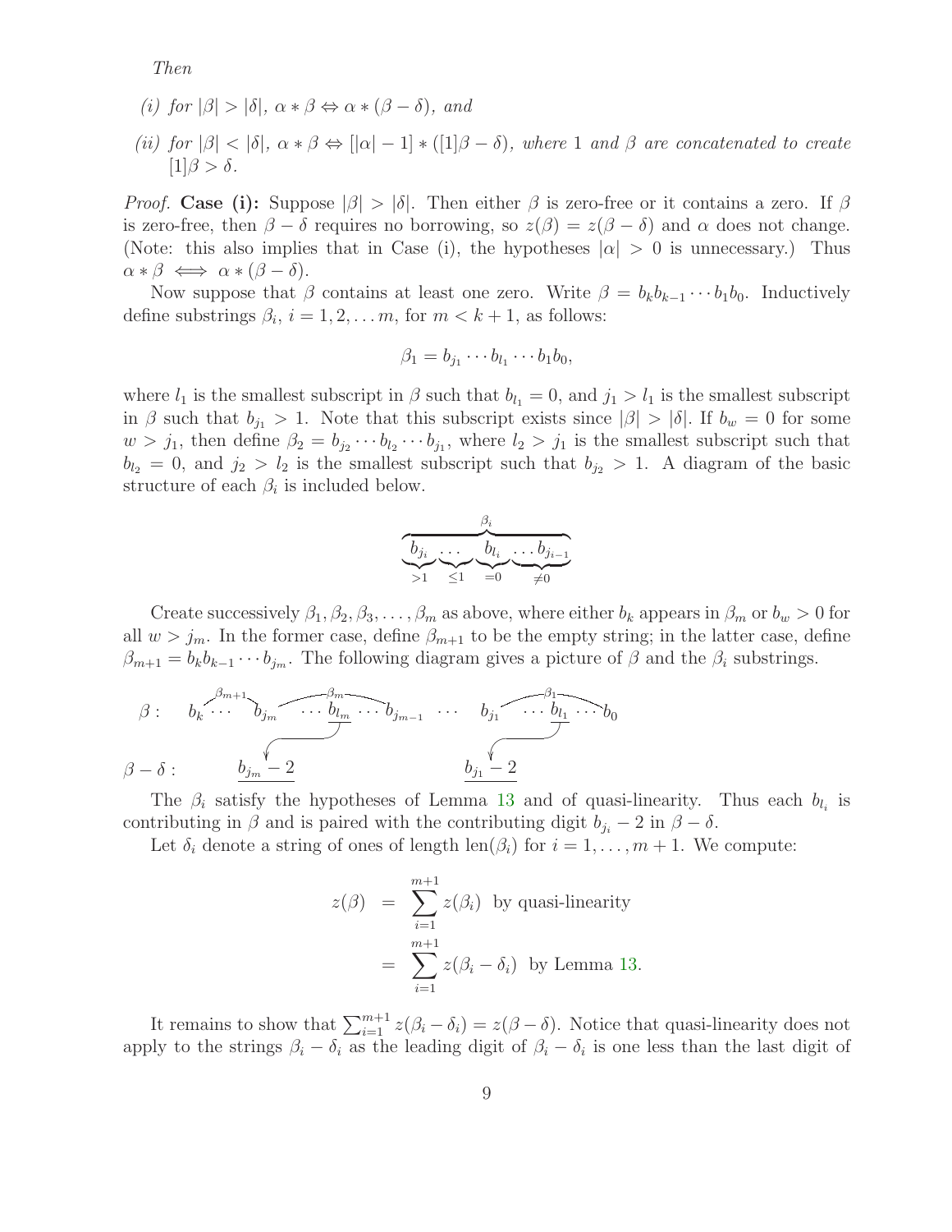*Then*

*(i) for $|\beta| > |\delta|$, $\alpha * \beta \Leftrightarrow \alpha * (\beta - \delta)$, and*

*(ii) for $|\beta| < |\delta|$, $\alpha * \beta \Leftrightarrow [|\alpha| - 1] * ([1]\beta - \delta)$, where 1 and $\beta$ are concatenated to create $[1]\beta > \delta$.*

*Proof.* **Case (i):** Suppose $|\beta| > |\delta|$. Then either $\beta$ is zero-free or it contains a zero. If $\beta$ is zero-free, then $\beta - \delta$ requires no borrowing, so $z(\beta) = z(\beta - \delta)$ and $\alpha$ does not change. (Note: this also implies that in Case (i), the hypotheses $|\alpha| > 0$ is unnecessary.) Thus $\alpha * \beta \iff \alpha * (\beta - \delta)$.

Now suppose that $\beta$ contains at least one zero. Write $\beta = b_k b_{k-1} \cdots b_1 b_0$. Inductively define substrings $\beta_i$, $i = 1, 2, \ldots m$, for $m < k + 1$, as follows:

$$\beta_1 = b_{j_1} \cdots b_{l_1} \cdots b_1 b_0,$$

where $l_1$ is the smallest subscript in $\beta$ such that $b_{l_1} = 0$, and $j_1 > l_1$ is the smallest subscript in $\beta$ such that $b_{j_1} > 1$. Note that this subscript exists since $|\beta| > |\delta|$. If $b_w = 0$ for some $w > j_1$, then define $\beta_2 = b_{j_2} \cdots b_{l_2} \cdots b_{j_1}$, where $l_2 > j_1$ is the smallest subscript such that $b_{l_2} = 0$, and $j_2 > l_2$ is the smallest subscript such that $b_{j_2} > 1$. A diagram of the basic structure of each $\beta_i$ is included below.

$$\overbrace{\underbrace{b_{j_i}}_{>1}\underbrace{\ldots}_{\leq 1}\underbrace{b_{l_i}}_{=0}\underbrace{\ldots b_{j_{i-1}}}_{\neq 0}}^{\beta_i}$$

Create successively $\beta_1, \beta_2, \beta_3, \ldots, \beta_m$ as above, where either $b_k$ appears in $\beta_m$ or $b_w > 0$ for all $w > j_m$. In the former case, define $\beta_{m+1}$ to be the empty string; in the latter case, define $\beta_{m+1} = b_k b_{k-1} \cdots b_{j_m}$. The following diagram gives a picture of $\beta$ and the $\beta_i$ substrings.

$$\begin{array}{ll} \beta: & \overbrace{b_k \cdots b_{j_m}}^{\beta_{m+1}} \overbrace{\cdots \underline{b_{l_m}} \cdots b_{j_{m-1}}}^{\beta_m} \cdots \overbrace{b_{j_1} \cdots \underline{b_{l_1}} \cdots b_0}^{\beta_1} \\ \beta - \delta: & \quad \underline{b_{j_m} - 2} \qquad\qquad\qquad\qquad \underline{b_{j_1} - 2} \end{array}$$

The $\beta_i$ satisfy the hypotheses of Lemma 13 and of quasi-linearity. Thus each $b_{l_i}$ is contributing in $\beta$ and is paired with the contributing digit $b_{j_i} - 2$ in $\beta - \delta$.

Let $\delta_i$ denote a string of ones of length $\text{len}(\beta_i)$ for $i = 1, \ldots, m+1$. We compute:

$$\begin{aligned} z(\beta) &= \sum_{i=1}^{m+1} z(\beta_i) \quad \text{by quasi-linearity} \\ &= \sum_{i=1}^{m+1} z(\beta_i - \delta_i) \quad \text{by Lemma 13.} \end{aligned}$$

It remains to show that $\sum_{i=1}^{m+1} z(\beta_i - \delta_i) = z(\beta - \delta)$. Notice that quasi-linearity does not apply to the strings $\beta_i - \delta_i$ as the leading digit of $\beta_i - \delta_i$ is one less than the last digit of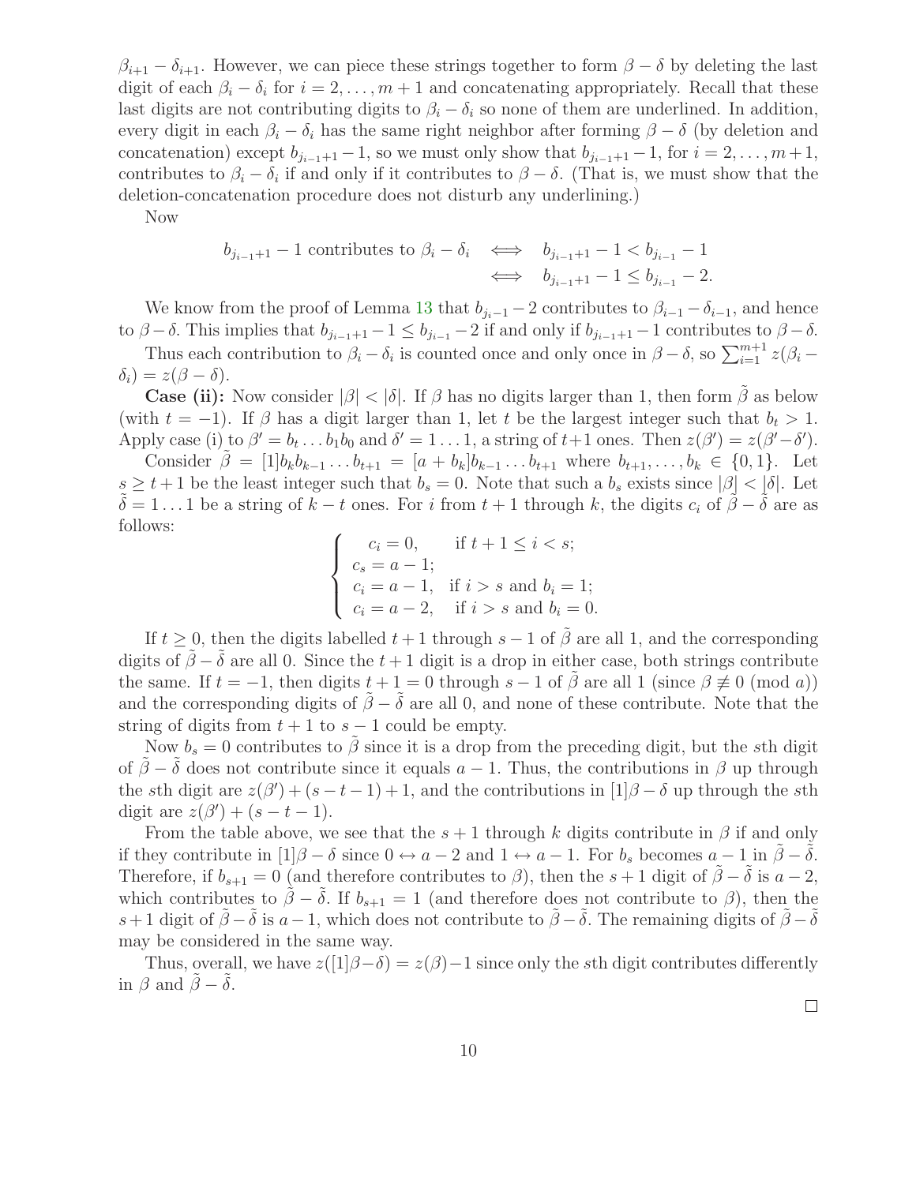$\beta_{i+1} - \delta_{i+1}$. However, we can piece these strings together to form $\beta - \delta$ by deleting the last digit of each $\beta_i - \delta_i$ for $i = 2, \ldots, m+1$ and concatenating appropriately. Recall that these last digits are not contributing digits to $\beta_i - \delta_i$ so none of them are underlined. In addition, every digit in each $\beta_i - \delta_i$ has the same right neighbor after forming $\beta - \delta$ (by deletion and concatenation) except $b_{j_{i-1}+1} - 1$, so we must only show that $b_{j_{i-1}+1} - 1$, for $i = 2, \ldots, m+1$, contributes to $\beta_i - \delta_i$ if and only if it contributes to $\beta - \delta$. (That is, we must show that the deletion-concatenation procedure does not disturb any underlining.)

Now

$$
\begin{aligned}
b_{j_{i-1}+1} - 1 \text{ contributes to } \beta_i - \delta_i \quad &\iff \quad b_{j_{i-1}+1} - 1 < b_{j_{i-1}} - 1 \\
&\iff \quad b_{j_{i-1}+1} - 1 \leq b_{j_{i-1}} - 2.
\end{aligned}
$$

We know from the proof of Lemma 13 that $b_{j_{i-1}} - 2$ contributes to $\beta_{i-1} - \delta_{i-1}$, and hence to $\beta - \delta$. This implies that $b_{j_{i-1}+1} - 1 \leq b_{j_{i-1}} - 2$ if and only if $b_{j_{i-1}+1} - 1$ contributes to $\beta - \delta$.

Thus each contribution to $\beta_i - \delta_i$ is counted once and only once in $\beta - \delta$, so $\sum_{i=1}^{m+1} z(\beta_i - \delta_i) = z(\beta - \delta)$.

**Case (ii):** Now consider $|\beta| < |\delta|$. If $\beta$ has no digits larger than 1, then form $\tilde{\beta}$ as below (with $t = -1$). If $\beta$ has a digit larger than 1, let $t$ be the largest integer such that $b_t > 1$. Apply case (i) to $\beta' = b_t \ldots b_1 b_0$ and $\delta' = 1 \ldots 1$, a string of $t+1$ ones. Then $z(\beta') = z(\beta' - \delta')$.

Consider $\tilde{\beta} = [1]b_k b_{k-1} \ldots b_{t+1} = [a + b_k]b_{k-1} \ldots b_{t+1}$ where $b_{t+1}, \ldots, b_k \in \{0, 1\}$. Let $s \geq t+1$ be the least integer such that $b_s = 0$. Note that such a $b_s$ exists since $|\beta| < |\delta|$. Let $\tilde{\delta} = 1 \ldots 1$ be a string of $k - t$ ones. For $i$ from $t+1$ through $k$, the digits $c_i$ of $\tilde{\beta} - \tilde{\delta}$ are as follows:

$$
\begin{cases}
c_i = 0, & \text{if } t+1 \leq i < s; \\
c_s = a - 1; \\
c_i = a - 1, & \text{if } i > s \text{ and } b_i = 1; \\
c_i = a - 2, & \text{if } i > s \text{ and } b_i = 0.
\end{cases}
$$

If $t \geq 0$, then the digits labelled $t+1$ through $s-1$ of $\tilde{\beta}$ are all 1, and the corresponding digits of $\tilde{\beta} - \tilde{\delta}$ are all 0. Since the $t+1$ digit is a drop in either case, both strings contribute the same. If $t = -1$, then digits $t+1 = 0$ through $s-1$ of $\tilde{\beta}$ are all 1 (since $\beta \not\equiv 0 \pmod{a}$) and the corresponding digits of $\tilde{\beta} - \tilde{\delta}$ are all 0, and none of these contribute. Note that the string of digits from $t+1$ to $s-1$ could be empty.

Now $b_s = 0$ contributes to $\tilde{\beta}$ since it is a drop from the preceding digit, but the $s$th digit of $\tilde{\beta} - \tilde{\delta}$ does not contribute since it equals $a - 1$. Thus, the contributions in $\beta$ up through the $s$th digit are $z(\beta') + (s - t - 1) + 1$, and the contributions in $[1]\beta - \delta$ up through the $s$th digit are $z(\beta') + (s - t - 1)$.

From the table above, we see that the $s+1$ through $k$ digits contribute in $\beta$ if and only if they contribute in $[1]\beta - \delta$ since $0 \leftrightarrow a - 2$ and $1 \leftrightarrow a - 1$. For $b_s$ becomes $a - 1$ in $\tilde{\beta} - \tilde{\delta}$. Therefore, if $b_{s+1} = 0$ (and therefore contributes to $\beta$), then the $s+1$ digit of $\tilde{\beta} - \tilde{\delta}$ is $a - 2$, which contributes to $\tilde{\beta} - \tilde{\delta}$. If $b_{s+1} = 1$ (and therefore does not contribute to $\beta$), then the $s+1$ digit of $\tilde{\beta} - \tilde{\delta}$ is $a - 1$, which does not contribute to $\tilde{\beta} - \tilde{\delta}$. The remaining digits of $\tilde{\beta} - \tilde{\delta}$ may be considered in the same way.

Thus, overall, we have $z([1]\beta - \delta) = z(\beta) - 1$ since only the $s$th digit contributes differently in $\beta$ and $\tilde{\beta} - \tilde{\delta}$.

□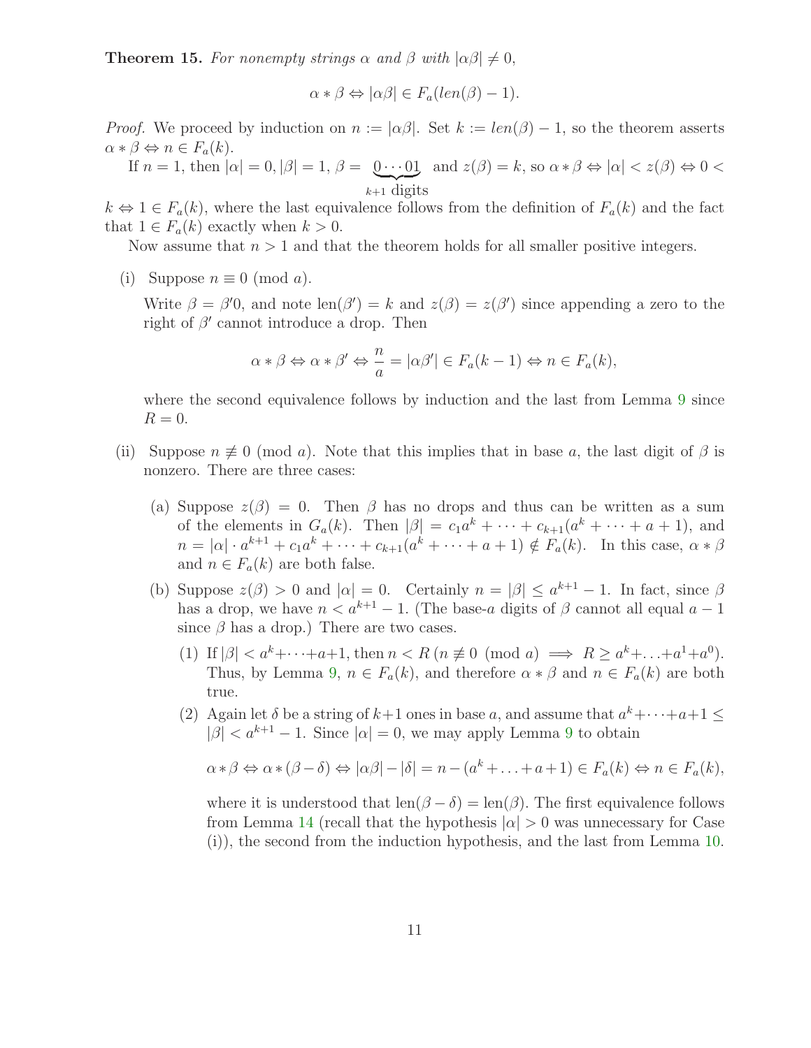**Theorem 15.** *For nonempty strings $\alpha$ and $\beta$ with $|\alpha\beta| \neq 0$,*

$$\alpha * \beta \Leftrightarrow |\alpha\beta| \in F_a(len(\beta) - 1).$$

*Proof.* We proceed by induction on $n := |\alpha\beta|$. Set $k := len(\beta) - 1$, so the theorem asserts $\alpha * \beta \Leftrightarrow n \in F_a(k)$.

If $n = 1$, then $|\alpha| = 0, |\beta| = 1$, $\beta = \underbrace{0\cdots01}_{k+1 \text{ digits}}$ and $z(\beta) = k$, so $\alpha * \beta \Leftrightarrow |\alpha| < z(\beta) \Leftrightarrow 0 < k \Leftrightarrow 1 \in F_a(k)$, where the last equivalence follows from the definition of $F_a(k)$ and the fact that $1 \in F_a(k)$ exactly when $k > 0$.

Now assume that $n > 1$ and that the theorem holds for all smaller positive integers.

(i) Suppose $n \equiv 0 \pmod{a}$.

Write $\beta = \beta'0$, and note $\text{len}(\beta') = k$ and $z(\beta) = z(\beta')$ since appending a zero to the right of $\beta'$ cannot introduce a drop. Then

$$\alpha * \beta \Leftrightarrow \alpha * \beta' \Leftrightarrow \frac{n}{a} = |\alpha\beta'| \in F_a(k-1) \Leftrightarrow n \in F_a(k),$$

where the second equivalence follows by induction and the last from Lemma 9 since $R = 0$.

(ii) Suppose $n \not\equiv 0 \pmod{a}$. Note that this implies that in base $a$, the last digit of $\beta$ is nonzero. There are three cases:

(a) Suppose $z(\beta) = 0$. Then $\beta$ has no drops and thus can be written as a sum of the elements in $G_a(k)$. Then $|\beta| = c_1 a^k + \cdots + c_{k+1}(a^k + \cdots + a + 1)$, and $n = |\alpha| \cdot a^{k+1} + c_1 a^k + \cdots + c_{k+1}(a^k + \cdots + a + 1) \notin F_a(k)$. In this case, $\alpha * \beta$ and $n \in F_a(k)$ are both false.

(b) Suppose $z(\beta) > 0$ and $|\alpha| = 0$. Certainly $n = |\beta| \leq a^{k+1} - 1$. In fact, since $\beta$ has a drop, we have $n < a^{k+1} - 1$. (The base-$a$ digits of $\beta$ cannot all equal $a - 1$ since $\beta$ has a drop.) There are two cases.

(1) If $|\beta| < a^k + \cdots + a + 1$, then $n < R$ ($n \not\equiv 0 \pmod{a} \implies R \geq a^k + \ldots + a^1 + a^0$). Thus, by Lemma 9, $n \in F_a(k)$, and therefore $\alpha * \beta$ and $n \in F_a(k)$ are both true.

(2) Again let $\delta$ be a string of $k+1$ ones in base $a$, and assume that $a^k + \cdots + a + 1 \leq |\beta| < a^{k+1} - 1$. Since $|\alpha| = 0$, we may apply Lemma 9 to obtain

$$\alpha * \beta \Leftrightarrow \alpha * (\beta - \delta) \Leftrightarrow |\alpha\beta| - |\delta| = n - (a^k + \ldots + a + 1) \in F_a(k) \Leftrightarrow n \in F_a(k),$$

where it is understood that $\text{len}(\beta - \delta) = \text{len}(\beta)$. The first equivalence follows from Lemma 14 (recall that the hypothesis $|\alpha| > 0$ was unnecessary for Case (i)), the second from the induction hypothesis, and the last from Lemma 10.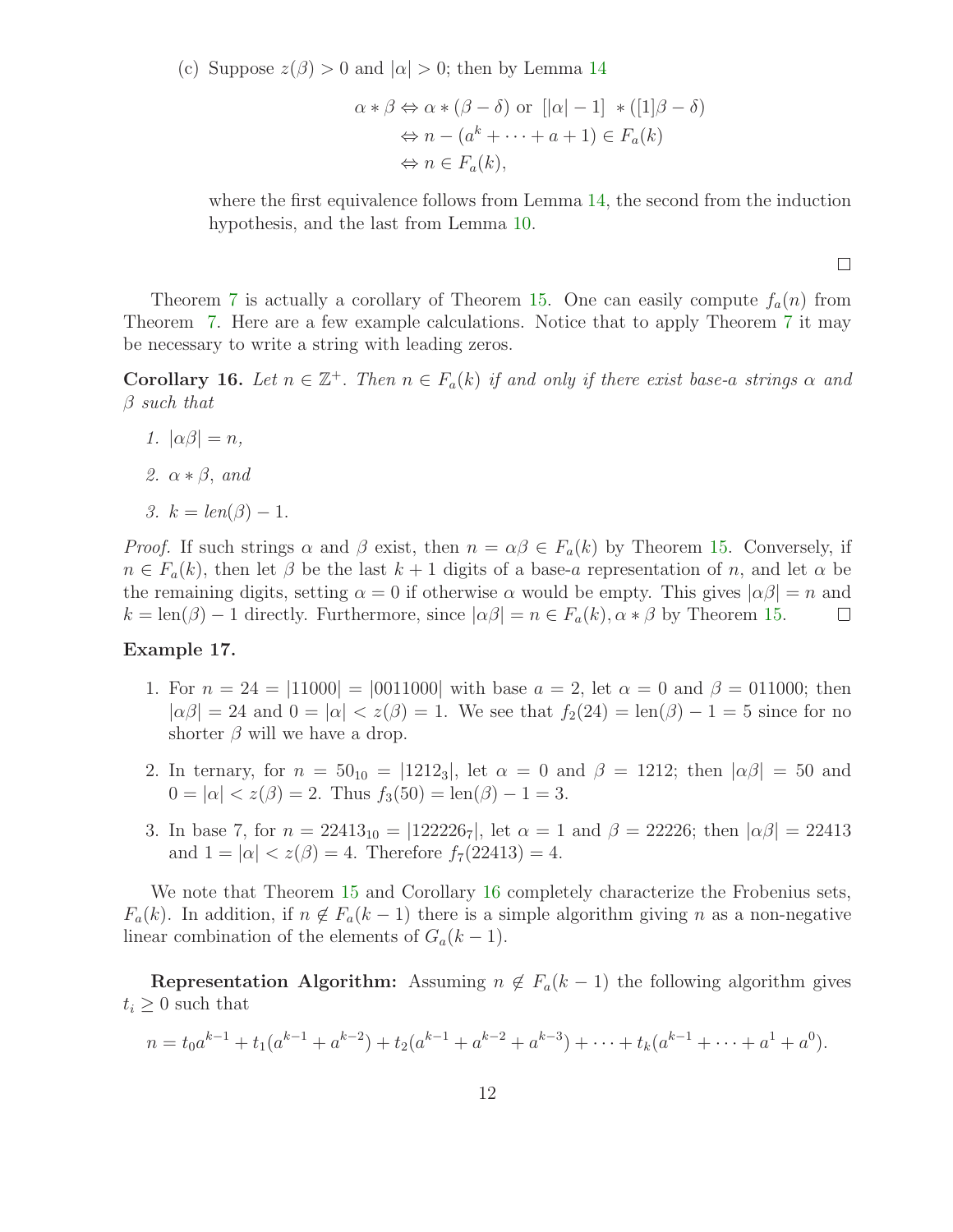(c) Suppose $z(\beta) > 0$ and $|\alpha| > 0$; then by Lemma 14

$$\begin{aligned}
\alpha * \beta &\Leftrightarrow \alpha * (\beta - \delta) \text{ or } [|\alpha| - 1] \ * ([1]\beta - \delta) \\
&\Leftrightarrow n - (a^k + \cdots + a + 1) \in F_a(k) \\
&\Leftrightarrow n \in F_a(k),
\end{aligned}$$

where the first equivalence follows from Lemma 14, the second from the induction hypothesis, and the last from Lemma 10.

□

Theorem 7 is actually a corollary of Theorem 15. One can easily compute $f_a(n)$ from Theorem 7. Here are a few example calculations. Notice that to apply Theorem 7 it may be necessary to write a string with leading zeros.

**Corollary 16.** *Let $n \in \mathbb{Z}^+$. Then $n \in F_a(k)$ if and only if there exist base-$a$ strings $\alpha$ and $\beta$ such that*

1. *$|\alpha\beta| = n$,*
2. *$\alpha * \beta$, and*
3. *$k = len(\beta) - 1$.*

*Proof.* If such strings $\alpha$ and $\beta$ exist, then $n = \alpha\beta \in F_a(k)$ by Theorem 15. Conversely, if $n \in F_a(k)$, then let $\beta$ be the last $k+1$ digits of a base-$a$ representation of $n$, and let $\alpha$ be the remaining digits, setting $\alpha = 0$ if otherwise $\alpha$ would be empty. This gives $|\alpha\beta| = n$ and $k = \text{len}(\beta) - 1$ directly. Furthermore, since $|\alpha\beta| = n \in F_a(k), \alpha * \beta$ by Theorem 15. □

**Example 17.**

1. For $n = 24 = |11000| = |0011000|$ with base $a = 2$, let $\alpha = 0$ and $\beta = 011000$; then $|\alpha\beta| = 24$ and $0 = |\alpha| < z(\beta) = 1$. We see that $f_2(24) = \text{len}(\beta) - 1 = 5$ since for no shorter $\beta$ will we have a drop.
2. In ternary, for $n = 50_{10} = |1212_3|$, let $\alpha = 0$ and $\beta = 1212$; then $|\alpha\beta| = 50$ and $0 = |\alpha| < z(\beta) = 2$. Thus $f_3(50) = \text{len}(\beta) - 1 = 3$.
3. In base 7, for $n = 22413_{10} = |122226_7|$, let $\alpha = 1$ and $\beta = 22226$; then $|\alpha\beta| = 22413$ and $1 = |\alpha| < z(\beta) = 4$. Therefore $f_7(22413) = 4$.

We note that Theorem 15 and Corollary 16 completely characterize the Frobenius sets, $F_a(k)$. In addition, if $n \notin F_a(k-1)$ there is a simple algorithm giving $n$ as a non-negative linear combination of the elements of $G_a(k-1)$.

**Representation Algorithm:** Assuming $n \notin F_a(k-1)$ the following algorithm gives $t_i \geq 0$ such that

$$n = t_0 a^{k-1} + t_1(a^{k-1} + a^{k-2}) + t_2(a^{k-1} + a^{k-2} + a^{k-3}) + \cdots + t_k(a^{k-1} + \cdots + a^1 + a^0).$$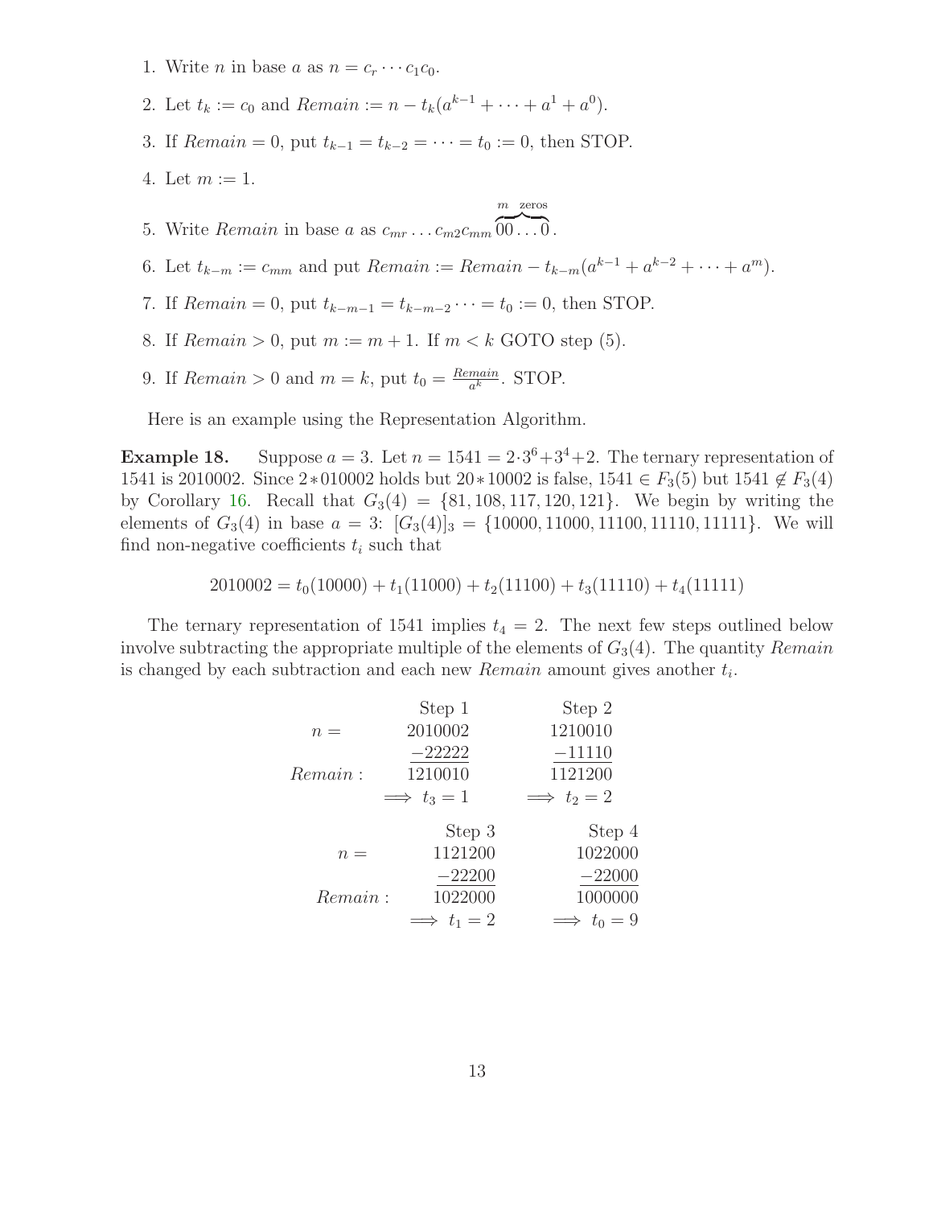1. Write $n$ in base $a$ as $n = c_r \cdots c_1 c_0$.
2. Let $t_k := c_0$ and $Remain := n - t_k(a^{k-1} + \cdots + a^1 + a^0)$.
3. If $Remain = 0$, put $t_{k-1} = t_{k-2} = \cdots = t_0 := 0$, then STOP.
4. Let $m := 1$.
5. Write $Remain$ in base $a$ as $c_{mr} \dots c_{m2} c_{mm} \overbrace{00\dots0}^{m \text{ zeros}}$.
6. Let $t_{k-m} := c_{mm}$ and put $Remain := Remain - t_{k-m}(a^{k-1} + a^{k-2} + \cdots + a^m)$.
7. If $Remain = 0$, put $t_{k-m-1} = t_{k-m-2} \cdots = t_0 := 0$, then STOP.
8. If $Remain > 0$, put $m := m + 1$. If $m < k$ GOTO step (5).
9. If $Remain > 0$ and $m = k$, put $t_0 = \frac{Remain}{a^k}$. STOP.

Here is an example using the Representation Algorithm.

**Example 18.** Suppose $a = 3$. Let $n = 1541 = 2 \cdot 3^6 + 3^4 + 2$. The ternary representation of 1541 is 2010002. Since $2 * 010002$ holds but $20 * 10002$ is false, $1541 \in F_3(5)$ but $1541 \notin F_3(4)$ by Corollary 16. Recall that $G_3(4) = \{81, 108, 117, 120, 121\}$. We begin by writing the elements of $G_3(4)$ in base $a = 3$: $[G_3(4)]_3 = \{10000, 11000, 11100, 11110, 11111\}$. We will find non-negative coefficients $t_i$ such that

$$2010002 = t_0(10000) + t_1(11000) + t_2(11100) + t_3(11110) + t_4(11111)$$

The ternary representation of 1541 implies $t_4 = 2$. The next few steps outlined below involve subtracting the appropriate multiple of the elements of $G_3(4)$. The quantity $Remain$ is changed by each subtraction and each new $Remain$ amount gives another $t_i$.

| | Step 1 | Step 2 |
|---|---|---|
| $n =$ | 2010002 | 1210010 |
| | $-22222$ | $-11110$ |
| $Remain:$ | 1210010 | 1121200 |
| | $\implies t_3 = 1$ | $\implies t_2 = 2$ |

| | Step 3 | Step 4 |
|---|---|---|
| $n =$ | 1121200 | 1022000 |
| | $-22200$ | $-22000$ |
| $Remain:$ | 1022000 | 1000000 |
| | $\implies t_1 = 2$ | $\implies t_0 = 9$ |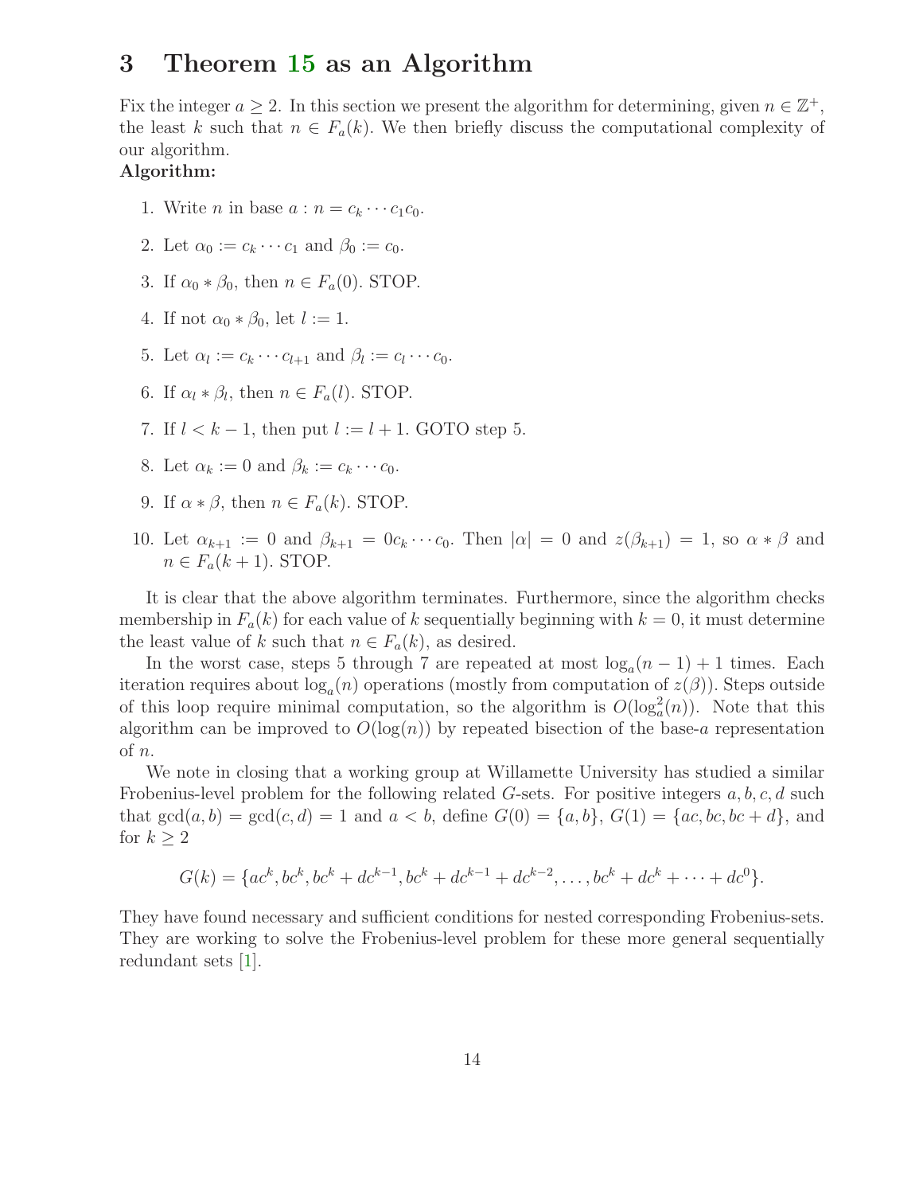# 3 Theorem 15 as an Algorithm

Fix the integer $a \geq 2$. In this section we present the algorithm for determining, given $n \in \mathbb{Z}^+$, the least $k$ such that $n \in F_a(k)$. We then briefly discuss the computational complexity of our algorithm.

**Algorithm:**

1. Write $n$ in base $a$ : $n = c_k \cdots c_1 c_0$.
2. Let $\alpha_0 := c_k \cdots c_1$ and $\beta_0 := c_0$.
3. If $\alpha_0 * \beta_0$, then $n \in F_a(0)$. STOP.
4. If not $\alpha_0 * \beta_0$, let $l := 1$.
5. Let $\alpha_l := c_k \cdots c_{l+1}$ and $\beta_l := c_l \cdots c_0$.
6. If $\alpha_l * \beta_l$, then $n \in F_a(l)$. STOP.
7. If $l < k-1$, then put $l := l+1$. GOTO step 5.
8. Let $\alpha_k := 0$ and $\beta_k := c_k \cdots c_0$.
9. If $\alpha * \beta$, then $n \in F_a(k)$. STOP.
10. Let $\alpha_{k+1} := 0$ and $\beta_{k+1} = 0c_k \cdots c_0$. Then $|\alpha| = 0$ and $z(\beta_{k+1}) = 1$, so $\alpha * \beta$ and $n \in F_a(k+1)$. STOP.

It is clear that the above algorithm terminates. Furthermore, since the algorithm checks membership in $F_a(k)$ for each value of $k$ sequentially beginning with $k = 0$, it must determine the least value of $k$ such that $n \in F_a(k)$, as desired.

In the worst case, steps 5 through 7 are repeated at most $\log_a(n-1) + 1$ times. Each iteration requires about $\log_a(n)$ operations (mostly from computation of $z(\beta)$). Steps outside of this loop require minimal computation, so the algorithm is $O(\log_a^2(n))$. Note that this algorithm can be improved to $O(\log(n))$ by repeated bisection of the base-$a$ representation of $n$.

We note in closing that a working group at Willamette University has studied a similar Frobenius-level problem for the following related $G$-sets. For positive integers $a, b, c, d$ such that $\gcd(a, b) = \gcd(c, d) = 1$ and $a < b$, define $G(0) = \{a, b\}$, $G(1) = \{ac, bc, bc + d\}$, and for $k \geq 2$

$$G(k) = \{ac^k, bc^k, bc^k + dc^{k-1}, bc^k + dc^{k-1} + dc^{k-2}, \ldots, bc^k + dc^k + \cdots + dc^0\}.$$

They have found necessary and sufficient conditions for nested corresponding Frobenius-sets. They are working to solve the Frobenius-level problem for these more general sequentially redundant sets [1].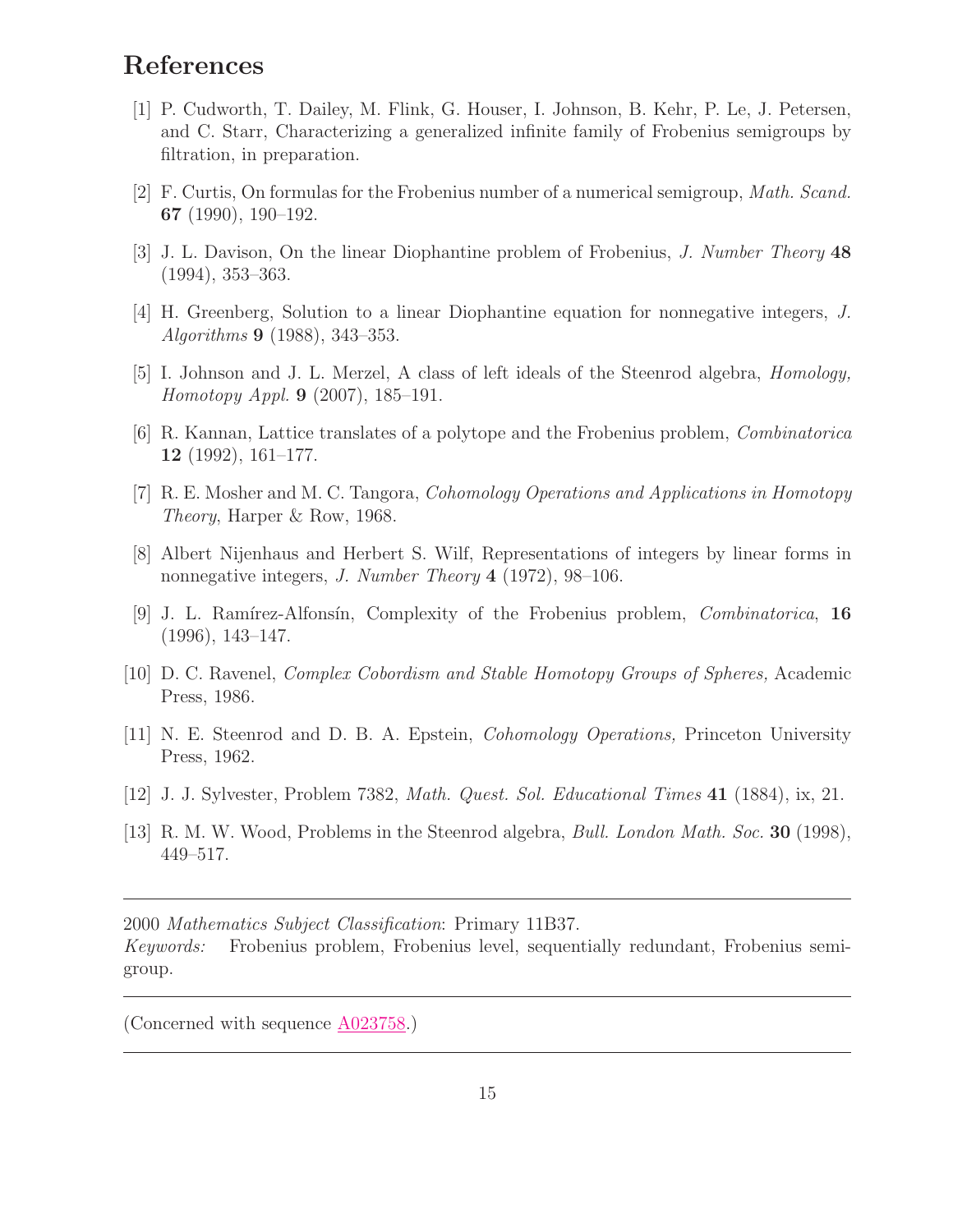## References

[1] P. Cudworth, T. Dailey, M. Flink, G. Houser, I. Johnson, B. Kehr, P. Le, J. Petersen, and C. Starr, Characterizing a generalized infinite family of Frobenius semigroups by filtration, in preparation.

[2] F. Curtis, On formulas for the Frobenius number of a numerical semigroup, *Math. Scand.* **67** (1990), 190–192.

[3] J. L. Davison, On the linear Diophantine problem of Frobenius, *J. Number Theory* **48** (1994), 353–363.

[4] H. Greenberg, Solution to a linear Diophantine equation for nonnegative integers, *J. Algorithms* **9** (1988), 343–353.

[5] I. Johnson and J. L. Merzel, A class of left ideals of the Steenrod algebra, *Homology, Homotopy Appl.* **9** (2007), 185–191.

[6] R. Kannan, Lattice translates of a polytope and the Frobenius problem, *Combinatorica* **12** (1992), 161–177.

[7] R. E. Mosher and M. C. Tangora, *Cohomology Operations and Applications in Homotopy Theory*, Harper & Row, 1968.

[8] Albert Nijenhaus and Herbert S. Wilf, Representations of integers by linear forms in nonnegative integers, *J. Number Theory* **4** (1972), 98–106.

[9] J. L. Ramírez-Alfonsín, Complexity of the Frobenius problem, *Combinatorica*, **16** (1996), 143–147.

[10] D. C. Ravenel, *Complex Cobordism and Stable Homotopy Groups of Spheres,* Academic Press, 1986.

[11] N. E. Steenrod and D. B. A. Epstein, *Cohomology Operations,* Princeton University Press, 1962.

[12] J. J. Sylvester, Problem 7382, *Math. Quest. Sol. Educational Times* **41** (1884), ix, 21.

[13] R. M. W. Wood, Problems in the Steenrod algebra, *Bull. London Math. Soc.* **30** (1998), 449–517.

---

2000 *Mathematics Subject Classification*: Primary 11B37.

*Keywords:* Frobenius problem, Frobenius level, sequentially redundant, Frobenius semigroup.

---

(Concerned with sequence A023758.)

---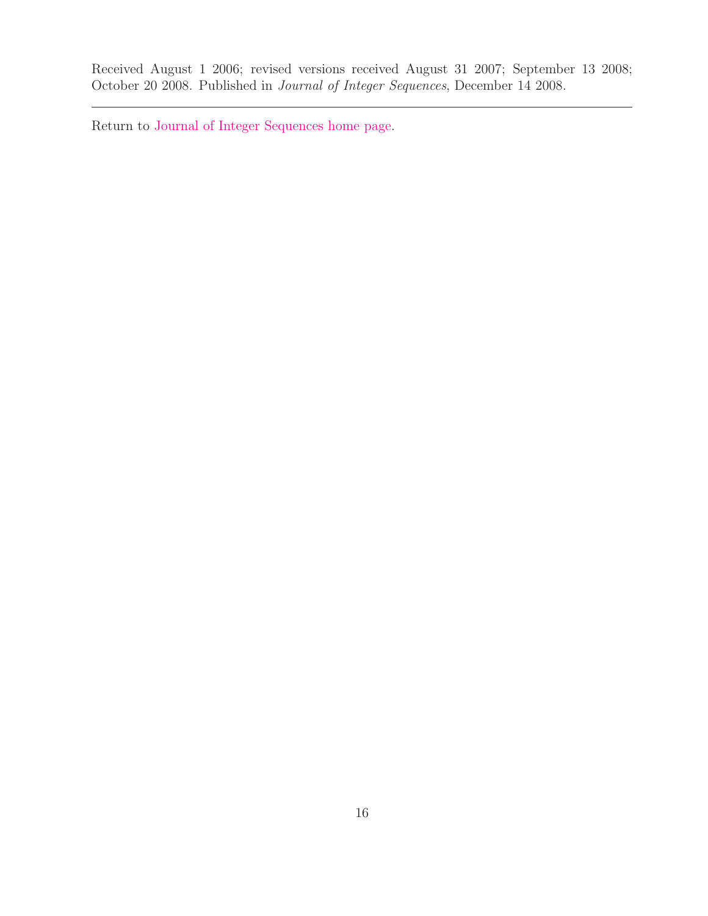Received August 1 2006; revised versions received August 31 2007; September 13 2008; October 20 2008. Published in *Journal of Integer Sequences*, December 14 2008.

---

Return to Journal of Integer Sequences home page.